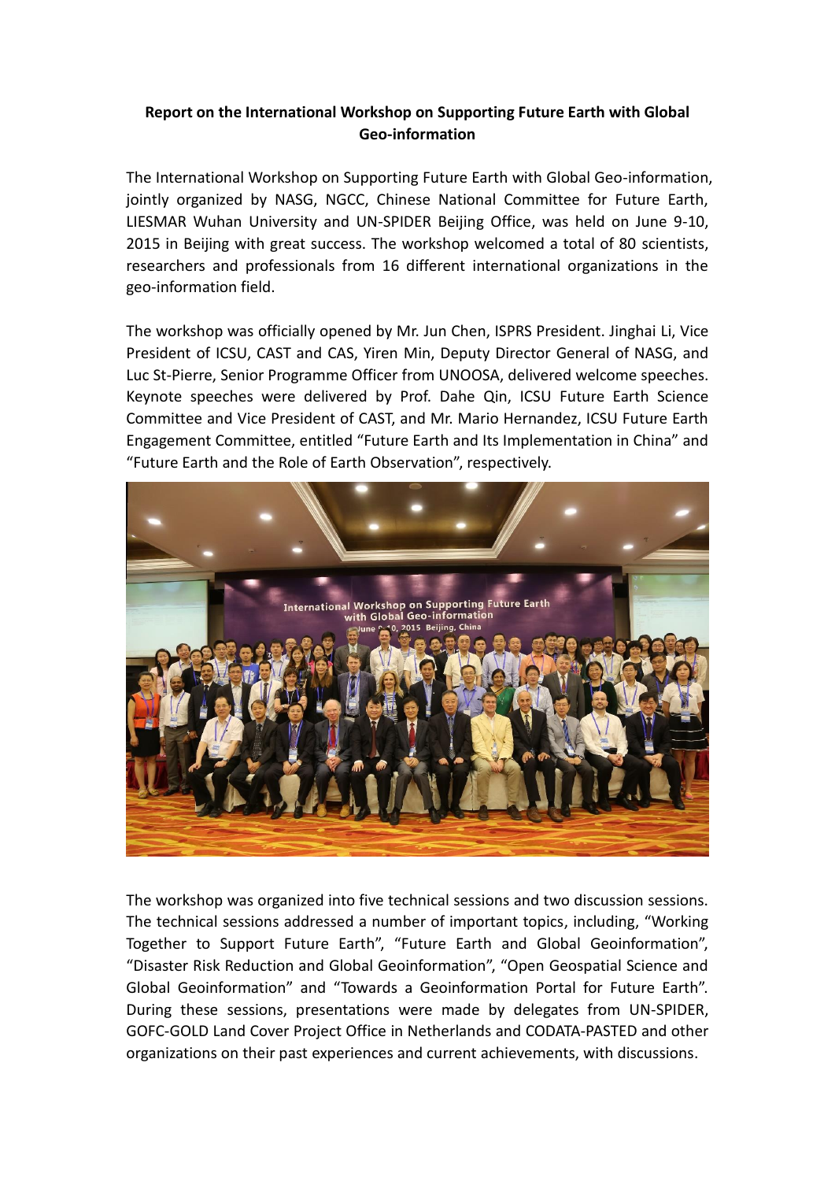**Report on the International Workshop on Supporting Future Earth with Global Geo-information**

The International Workshop on Supporting Future Earth with Global Geo-information, jointly organized by NASG, NGCC, Chinese National Committee for Future Earth, LIESMAR Wuhan University and UN-SPIDER Beijing Office, was held on June 9-10, 2015 in Beijing with great success. The workshop welcomed a total of 80 scientists, researchers and professionals from 16 different international organizations in the geo-information field.

The workshop was officially opened by Mr. Jun Chen, ISPRS President. Jinghai Li, Vice President of ICSU, CAST and CAS, Yiren Min, Deputy Director General of NASG, and Luc St-Pierre, Senior Programme Officer from UNOOSA, delivered welcome speeches. Keynote speeches were delivered by Prof. Dahe Qin, ICSU Future Earth Science Committee and Vice President of CAST, and Mr. Mario Hernandez, ICSU Future Earth Engagement Committee, entitled "Future Earth and Its Implementation in China" and "Future Earth and the Role of Earth Observation", respectively.

The workshop was organized into five technical sessions and two discussion sessions. The technical sessions addressed a number of important topics, including, "Working Together to Support Future Earth", "Future Earth and Global Geoinformation", "Disaster Risk Reduction and Global Geoinformation", "Open Geospatial Science and Global Geoinformation" and "Towards a Geoinformation Portal for Future Earth". During these sessions, presentations were made by delegates from UN-SPIDER, GOFC-GOLD Land Cover Project Office in Netherlands and CODATA-PASTED and other organizations on their past experiences and current achievements, with discussions.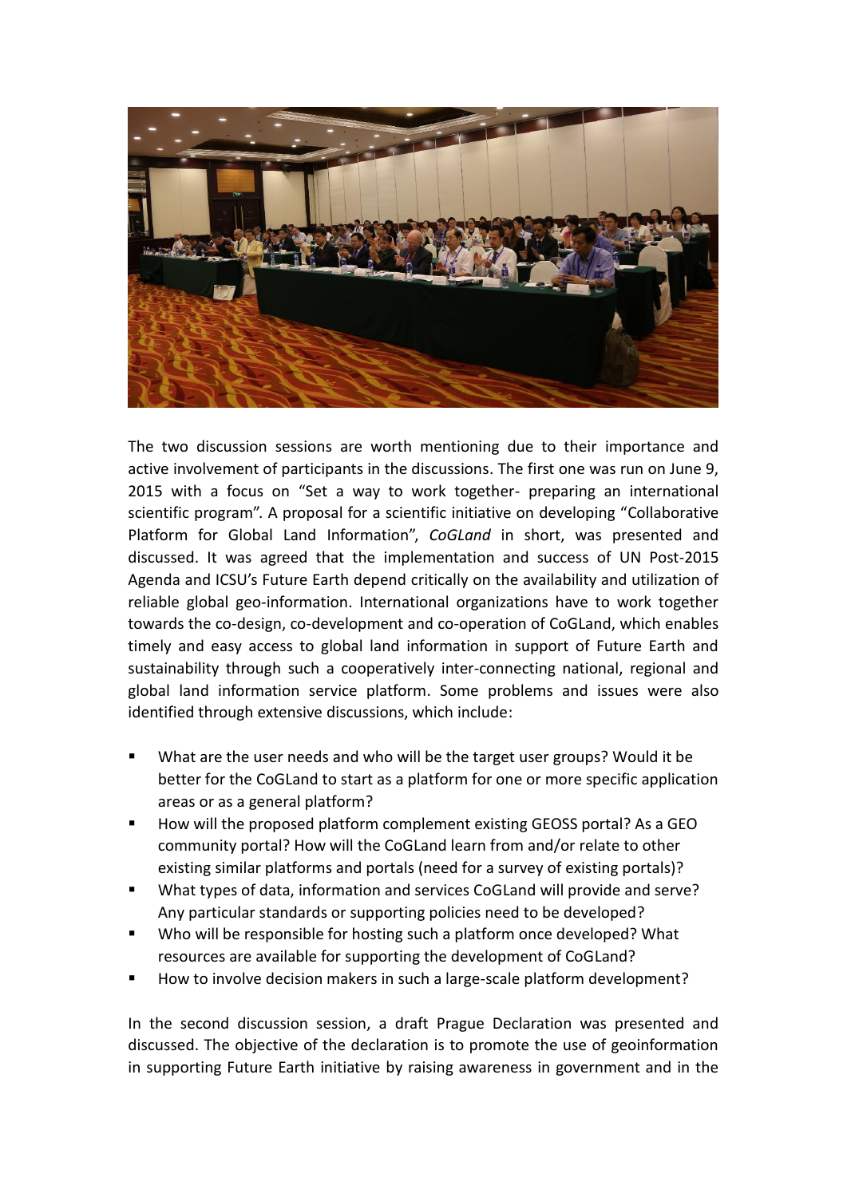The two discussion sessions are worth mentioning due to their importance and active involvement of participants in the discussions. The first one was run on June 9, 2015 with a focus on "Set a way to work together- preparing an international scientific program". A proposal for a scientific initiative on developing "Collaborative Platform for Global Land Information", *CoGLand* in short, was presented and discussed. It was agreed that the implementation and success of UN Post-2015 Agenda and ICSU's Future Earth depend critically on the availability and utilization of reliable global geo-information. International organizations have to work together towards the co-design, co-development and co-operation of CoGLand, which enables timely and easy access to global land information in support of Future Earth and sustainability through such a cooperatively inter-connecting national, regional and global land information service platform. Some problems and issues were also identified through extensive discussions, which include:

- What are the user needs and who will be the target user groups? Would it be better for the CoGLand to start as a platform for one or more specific application areas or as a general platform?
- How will the proposed platform complement existing GEOSS portal? As a GEO community portal? How will the CoGLand learn from and/or relate to other existing similar platforms and portals (need for a survey of existing portals)?
- What types of data, information and services CoGLand will provide and serve? Any particular standards or supporting policies need to be developed?
- Who will be responsible for hosting such a platform once developed? What resources are available for supporting the development of CoGLand?
- How to involve decision makers in such a large-scale platform development?

In the second discussion session, a draft Prague Declaration was presented and discussed. The objective of the declaration is to promote the use of geoinformation in supporting Future Earth initiative by raising awareness in government and in the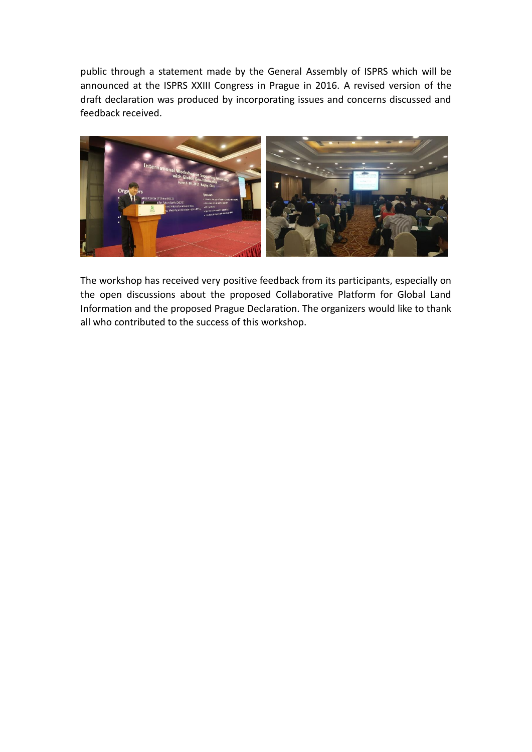public through a statement made by the General Assembly of ISPRS which will be announced at the ISPRS XXIII Congress in Prague in 2016. A revised version of the draft declaration was produced by incorporating issues and concerns discussed and feedback received.

The workshop has received very positive feedback from its participants, especially on the open discussions about the proposed Collaborative Platform for Global Land Information and the proposed Prague Declaration. The organizers would like to thank all who contributed to the success of this workshop.